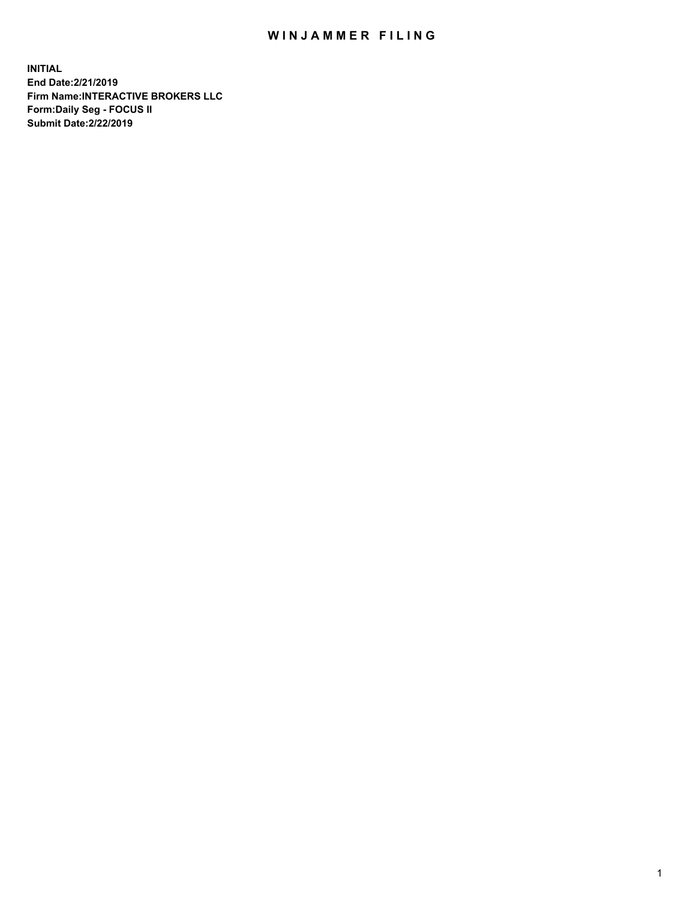# WINJAMMER FILING

**INITIAL**
**End Date:2/21/2019**
**Firm Name:INTERACTIVE BROKERS LLC**
**Form:Daily Seg - FOCUS II**
**Submit Date:2/22/2019**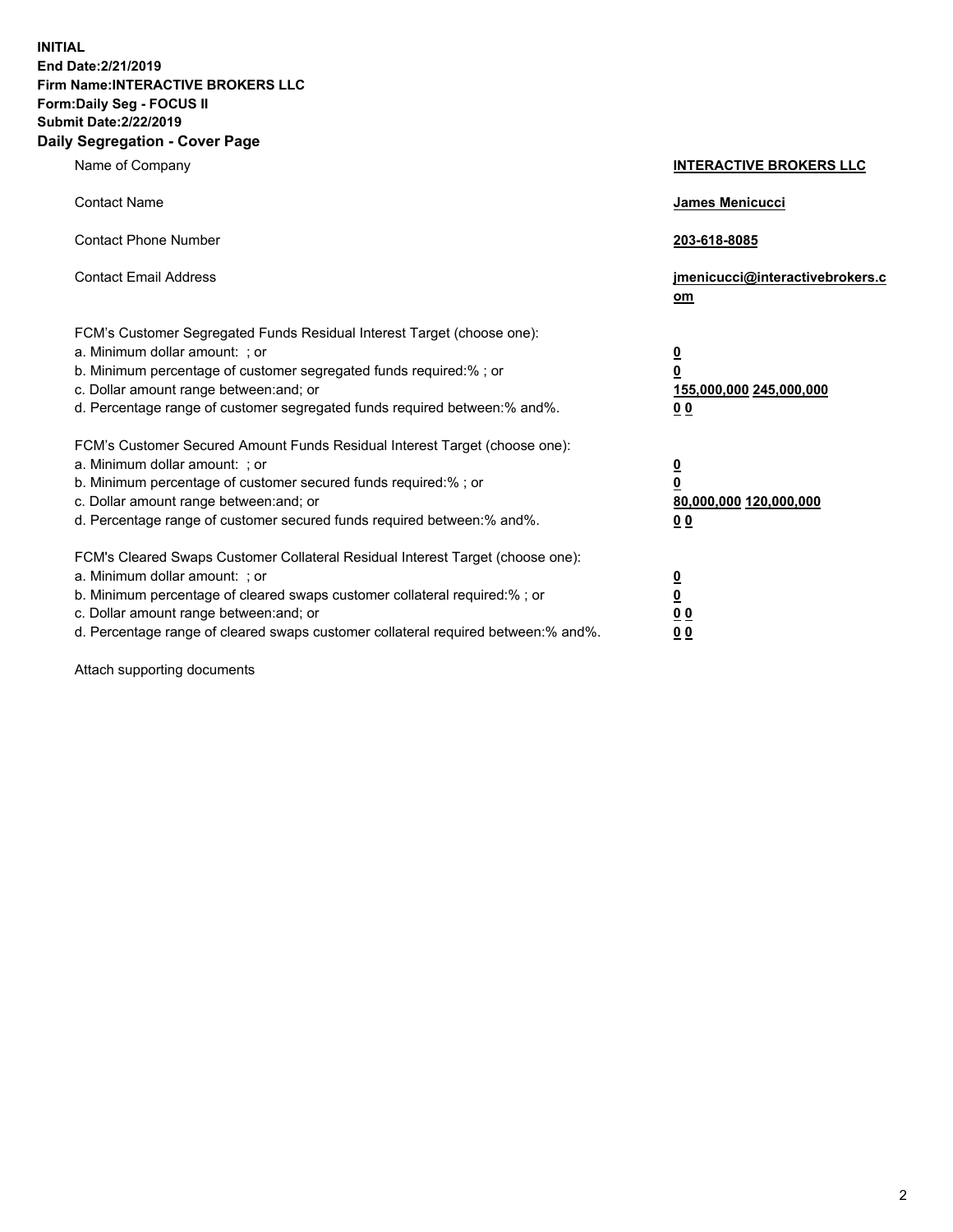**INITIAL**
**End Date:2/21/2019**
**Firm Name:INTERACTIVE BROKERS LLC**
**Form:Daily Seg - FOCUS II**
**Submit Date:2/22/2019**
**Daily Segregation - Cover Page**

| | |
|---|---|
| Name of Company | **INTERACTIVE BROKERS LLC** |
| Contact Name | **James Menicucci** |
| Contact Phone Number | **203-618-8085** |
| Contact Email Address | **jmenicucci@interactivebrokers.com** |
| FCM's Customer Segregated Funds Residual Interest Target (choose one): | |
| a. Minimum dollar amount: ; or | **0** |
| b. Minimum percentage of customer segregated funds required:% ; or | **0** |
| c. Dollar amount range between:and; or | **155,000,000** **245,000,000** |
| d. Percentage range of customer segregated funds required between:% and%. | **0** **0** |
| FCM's Customer Secured Amount Funds Residual Interest Target (choose one): | |
| a. Minimum dollar amount: ; or | **0** |
| b. Minimum percentage of customer secured funds required:% ; or | **0** |
| c. Dollar amount range between:and; or | **80,000,000** **120,000,000** |
| d. Percentage range of customer secured funds required between:% and%. | **0** **0** |
| FCM's Cleared Swaps Customer Collateral Residual Interest Target (choose one): | |
| a. Minimum dollar amount: ; or | **0** |
| b. Minimum percentage of cleared swaps customer collateral required:% ; or | **0** |
| c. Dollar amount range between:and; or | **0** **0** |
| d. Percentage range of cleared swaps customer collateral required between:% and%. | **0** **0** |

Attach supporting documents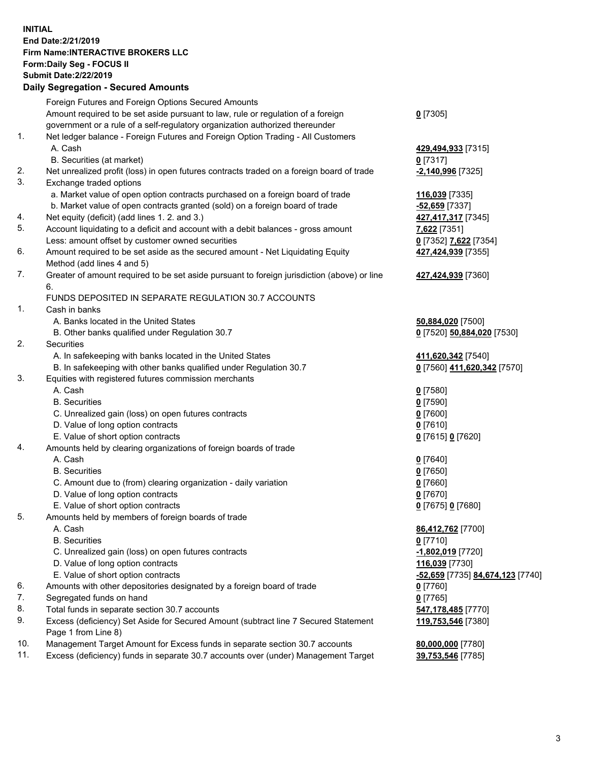**INITIAL**
**End Date:2/21/2019**
**Firm Name:INTERACTIVE BROKERS LLC**
**Form:Daily Seg - FOCUS II**
**Submit Date:2/22/2019**

## Daily Segregation - Secured Amounts

| | | |
|---|---|---|
| | Foreign Futures and Foreign Options Secured Amounts | |
| | Amount required to be set aside pursuant to law, rule or regulation of a foreign government or a rule of a self-regulatory organization authorized thereunder | **0** [7305] |
| 1. | Net ledger balance - Foreign Futures and Foreign Option Trading - All Customers | |
| | A. Cash | **429,494,933** [7315] |
| | B. Securities (at market) | **0** [7317] |
| 2. | Net unrealized profit (loss) in open futures contracts traded on a foreign board of trade | **-2,140,996** [7325] |
| 3. | Exchange traded options | |
| | a. Market value of open option contracts purchased on a foreign board of trade | **116,039** [7335] |
| | b. Market value of open contracts granted (sold) on a foreign board of trade | **-52,659** [7337] |
| 4. | Net equity (deficit) (add lines 1. 2. and 3.) | **427,417,317** [7345] |
| 5. | Account liquidating to a deficit and account with a debit balances - gross amount | **7,622** [7351] |
| | Less: amount offset by customer owned securities | **0** [7352] **7,622** [7354] |
| 6. | Amount required to be set aside as the secured amount - Net Liquidating Equity Method (add lines 4 and 5) | **427,424,939** [7355] |
| 7. | Greater of amount required to be set aside pursuant to foreign jurisdiction (above) or line 6. | **427,424,939** [7360] |
| | FUNDS DEPOSITED IN SEPARATE REGULATION 30.7 ACCOUNTS | |
| 1. | Cash in banks | |
| | A. Banks located in the United States | **50,884,020** [7500] |
| | B. Other banks qualified under Regulation 30.7 | **0** [7520] **50,884,020** [7530] |
| 2. | Securities | |
| | A. In safekeeping with banks located in the United States | **411,620,342** [7540] |
| | B. In safekeeping with other banks qualified under Regulation 30.7 | **0** [7560] **411,620,342** [7570] |
| 3. | Equities with registered futures commission merchants | |
| | A. Cash | **0** [7580] |
| | B. Securities | **0** [7590] |
| | C. Unrealized gain (loss) on open futures contracts | **0** [7600] |
| | D. Value of long option contracts | **0** [7610] |
| | E. Value of short option contracts | **0** [7615] **0** [7620] |
| 4. | Amounts held by clearing organizations of foreign boards of trade | |
| | A. Cash | **0** [7640] |
| | B. Securities | **0** [7650] |
| | C. Amount due to (from) clearing organization - daily variation | **0** [7660] |
| | D. Value of long option contracts | **0** [7670] |
| | E. Value of short option contracts | **0** [7675] **0** [7680] |
| 5. | Amounts held by members of foreign boards of trade | |
| | A. Cash | **86,412,762** [7700] |
| | B. Securities | **0** [7710] |
| | C. Unrealized gain (loss) on open futures contracts | **-1,802,019** [7720] |
| | D. Value of long option contracts | **116,039** [7730] |
| | E. Value of short option contracts | **-52,659** [7735] **84,674,123** [7740] |
| 6. | Amounts with other depositories designated by a foreign board of trade | **0** [7760] |
| 7. | Segregated funds on hand | **0** [7765] |
| 8. | Total funds in separate section 30.7 accounts | **547,178,485** [7770] |
| 9. | Excess (deficiency) Set Aside for Secured Amount (subtract line 7 Secured Statement Page 1 from Line 8) | **119,753,546** [7380] |
| 10. | Management Target Amount for Excess funds in separate section 30.7 accounts | **80,000,000** [7780] |
| 11. | Excess (deficiency) funds in separate 30.7 accounts over (under) Management Target | **39,753,546** [7785] |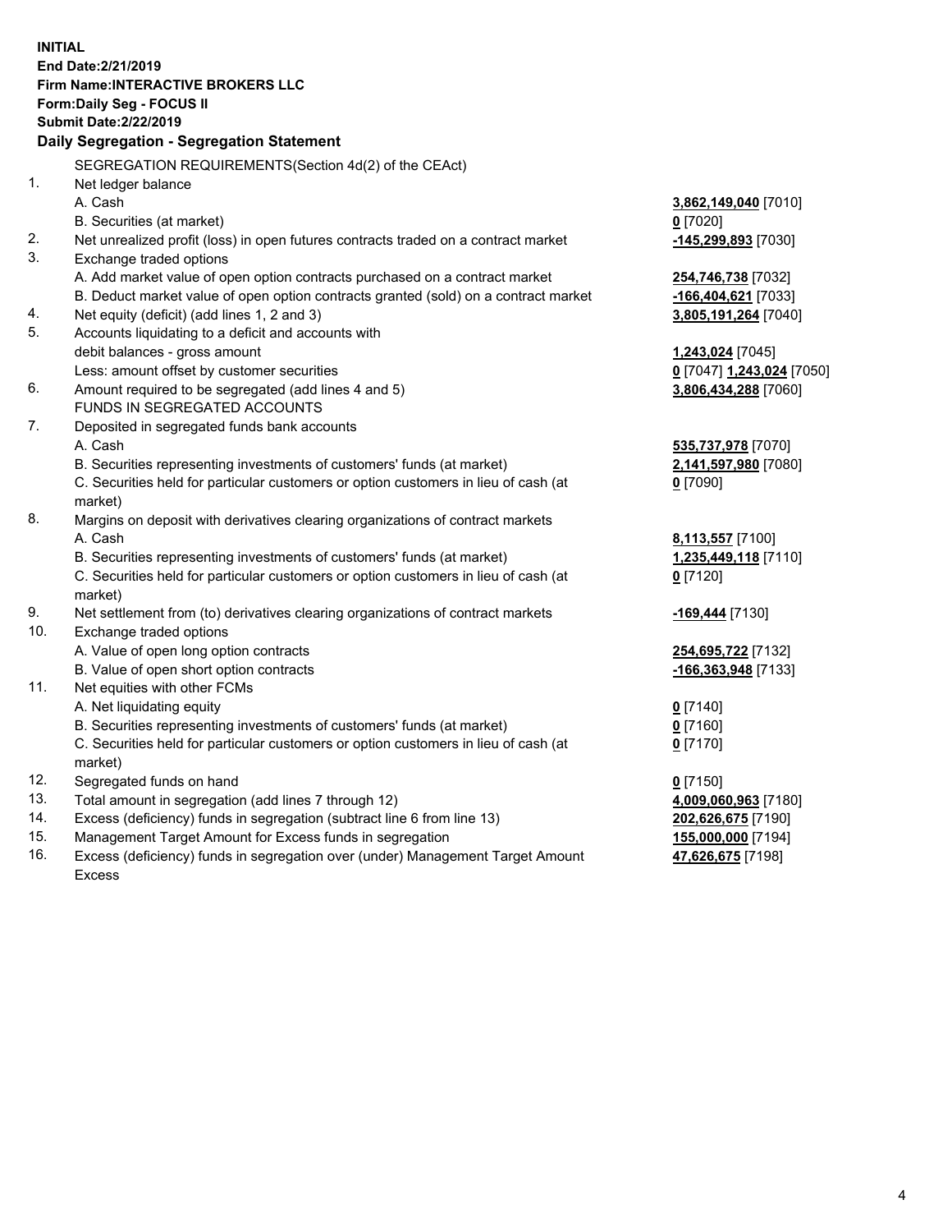**INITIAL**
**End Date:2/21/2019**
**Firm Name:INTERACTIVE BROKERS LLC**
**Form:Daily Seg - FOCUS II**
**Submit Date:2/22/2019**

## Daily Segregation - Segregation Statement

SEGREGATION REQUIREMENTS(Section 4d(2) of the CEAct)

| | | |
|---|---|---|
| 1. | Net ledger balance | |
| | A. Cash | **3,862,149,040** [7010] |
| | B. Securities (at market) | **0** [7020] |
| 2. | Net unrealized profit (loss) in open futures contracts traded on a contract market | **-145,299,893** [7030] |
| 3. | Exchange traded options | |
| | A. Add market value of open option contracts purchased on a contract market | **254,746,738** [7032] |
| | B. Deduct market value of open option contracts granted (sold) on a contract market | **-166,404,621** [7033] |
| 4. | Net equity (deficit) (add lines 1, 2 and 3) | **3,805,191,264** [7040] |
| 5. | Accounts liquidating to a deficit and accounts with | |
| | debit balances - gross amount | **1,243,024** [7045] |
| | Less: amount offset by customer securities | **0** [7047] **1,243,024** [7050] |
| 6. | Amount required to be segregated (add lines 4 and 5) | **3,806,434,288** [7060] |
| | FUNDS IN SEGREGATED ACCOUNTS | |
| 7. | Deposited in segregated funds bank accounts | |
| | A. Cash | **535,737,978** [7070] |
| | B. Securities representing investments of customers' funds (at market) | **2,141,597,980** [7080] |
| | C. Securities held for particular customers or option customers in lieu of cash (at market) | **0** [7090] |
| 8. | Margins on deposit with derivatives clearing organizations of contract markets | |
| | A. Cash | **8,113,557** [7100] |
| | B. Securities representing investments of customers' funds (at market) | **1,235,449,118** [7110] |
| | C. Securities held for particular customers or option customers in lieu of cash (at market) | **0** [7120] |
| 9. | Net settlement from (to) derivatives clearing organizations of contract markets | **-169,444** [7130] |
| 10. | Exchange traded options | |
| | A. Value of open long option contracts | **254,695,722** [7132] |
| | B. Value of open short option contracts | **-166,363,948** [7133] |
| 11. | Net equities with other FCMs | |
| | A. Net liquidating equity | **0** [7140] |
| | B. Securities representing investments of customers' funds (at market) | **0** [7160] |
| | C. Securities held for particular customers or option customers in lieu of cash (at market) | **0** [7170] |
| 12. | Segregated funds on hand | **0** [7150] |
| 13. | Total amount in segregation (add lines 7 through 12) | **4,009,060,963** [7180] |
| 14. | Excess (deficiency) funds in segregation (subtract line 6 from line 13) | **202,626,675** [7190] |
| 15. | Management Target Amount for Excess funds in segregation | **155,000,000** [7194] |
| 16. | Excess (deficiency) funds in segregation over (under) Management Target Amount Excess | **47,626,675** [7198] |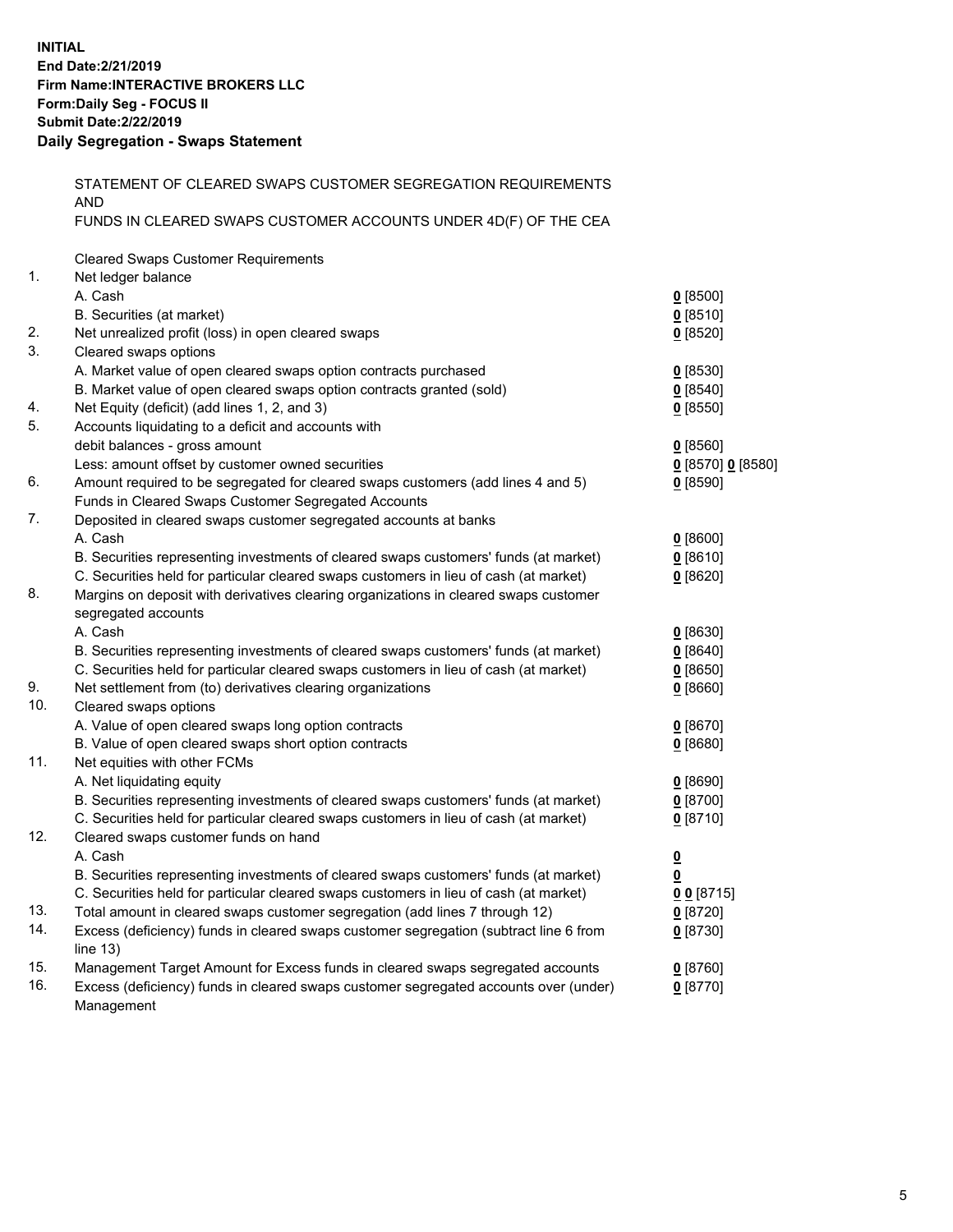**INITIAL**
**End Date:2/21/2019**
**Firm Name:INTERACTIVE BROKERS LLC**
**Form:Daily Seg - FOCUS II**
**Submit Date:2/22/2019**
**Daily Segregation - Swaps Statement**

STATEMENT OF CLEARED SWAPS CUSTOMER SEGREGATION REQUIREMENTS
AND
FUNDS IN CLEARED SWAPS CUSTOMER ACCOUNTS UNDER 4D(F) OF THE CEA

| | | |
|---|---|---|
| | Cleared Swaps Customer Requirements | |
| 1. | Net ledger balance | |
| | A. Cash | 0 [8500] |
| | B. Securities (at market) | 0 [8510] |
| 2. | Net unrealized profit (loss) in open cleared swaps | 0 [8520] |
| 3. | Cleared swaps options | |
| | A. Market value of open cleared swaps option contracts purchased | 0 [8530] |
| | B. Market value of open cleared swaps option contracts granted (sold) | 0 [8540] |
| 4. | Net Equity (deficit) (add lines 1, 2, and 3) | 0 [8550] |
| 5. | Accounts liquidating to a deficit and accounts with | |
| | debit balances - gross amount | 0 [8560] |
| | Less: amount offset by customer owned securities | 0 [8570] 0 [8580] |
| 6. | Amount required to be segregated for cleared swaps customers (add lines 4 and 5) | 0 [8590] |
| | Funds in Cleared Swaps Customer Segregated Accounts | |
| 7. | Deposited in cleared swaps customer segregated accounts at banks | |
| | A. Cash | 0 [8600] |
| | B. Securities representing investments of cleared swaps customers' funds (at market) | 0 [8610] |
| | C. Securities held for particular cleared swaps customers in lieu of cash (at market) | 0 [8620] |
| 8. | Margins on deposit with derivatives clearing organizations in cleared swaps customer segregated accounts | |
| | A. Cash | 0 [8630] |
| | B. Securities representing investments of cleared swaps customers' funds (at market) | 0 [8640] |
| | C. Securities held for particular cleared swaps customers in lieu of cash (at market) | 0 [8650] |
| 9. | Net settlement from (to) derivatives clearing organizations | 0 [8660] |
| 10. | Cleared swaps options | |
| | A. Value of open cleared swaps long option contracts | 0 [8670] |
| | B. Value of open cleared swaps short option contracts | 0 [8680] |
| 11. | Net equities with other FCMs | |
| | A. Net liquidating equity | 0 [8690] |
| | B. Securities representing investments of cleared swaps customers' funds (at market) | 0 [8700] |
| | C. Securities held for particular cleared swaps customers in lieu of cash (at market) | 0 [8710] |
| 12. | Cleared swaps customer funds on hand | |
| | A. Cash | 0 |
| | B. Securities representing investments of cleared swaps customers' funds (at market) | 0 |
| | C. Securities held for particular cleared swaps customers in lieu of cash (at market) | 0 0 [8715] |
| 13. | Total amount in cleared swaps customer segregation (add lines 7 through 12) | 0 [8720] |
| 14. | Excess (deficiency) funds in cleared swaps customer segregation (subtract line 6 from line 13) | 0 [8730] |
| 15. | Management Target Amount for Excess funds in cleared swaps segregated accounts | 0 [8760] |
| 16. | Excess (deficiency) funds in cleared swaps customer segregated accounts over (under) Management | 0 [8770] |